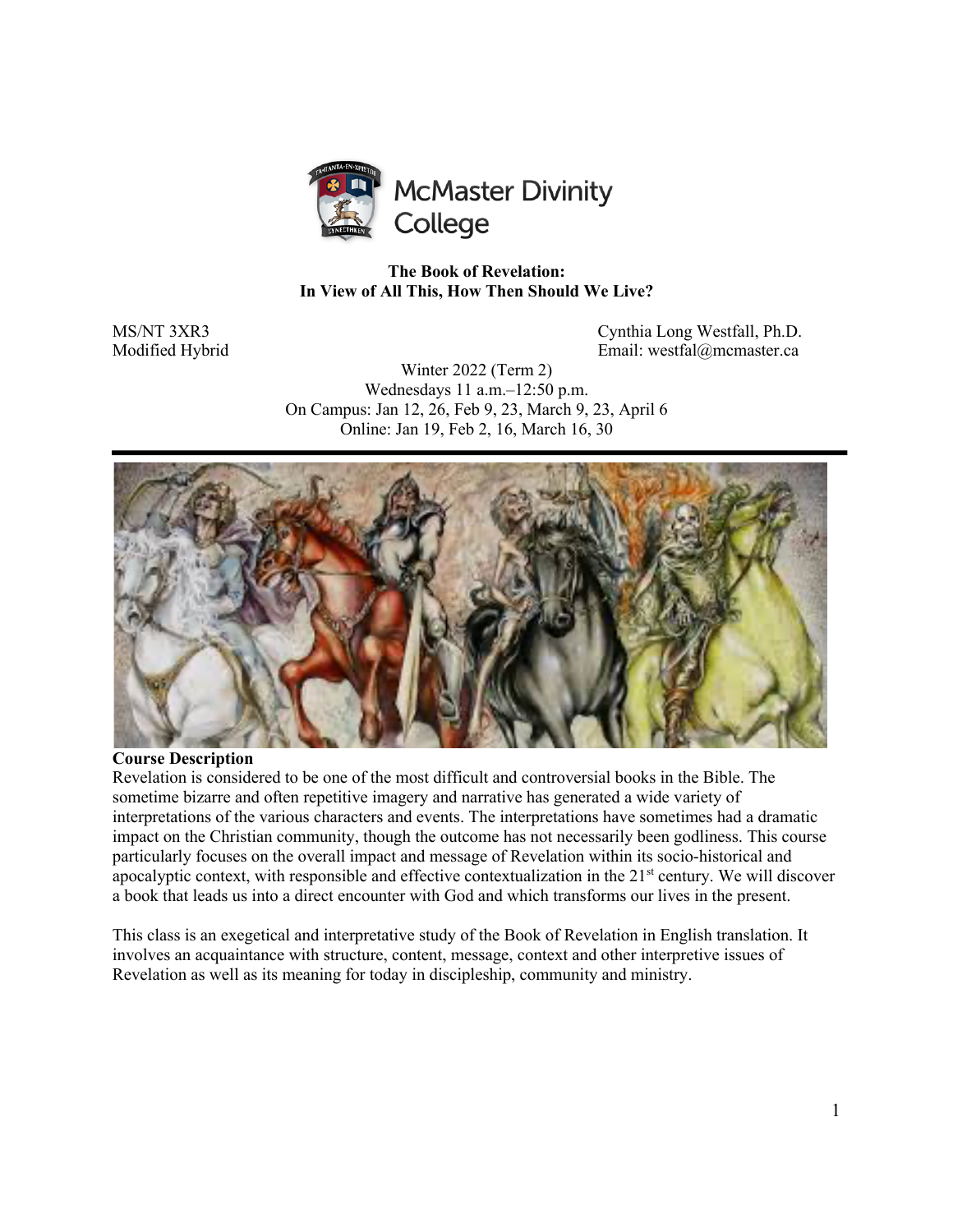McMaster Divinity College

**The Book of Revelation:**
**In View of All This, How Then Should We Live?**

MS/NT 3XR3
Modified Hybrid

Cynthia Long Westfall, Ph.D.
Email: westfal@mcmaster.ca

Winter 2022 (Term 2)
Wednesdays 11 a.m.–12:50 p.m.
On Campus: Jan 12, 26, Feb 9, 23, March 9, 23, April 6
Online: Jan 19, Feb 2, 16, March 16, 30

---

**Course Description**

Revelation is considered to be one of the most difficult and controversial books in the Bible. The sometime bizarre and often repetitive imagery and narrative has generated a wide variety of interpretations of the various characters and events. The interpretations have sometimes had a dramatic impact on the Christian community, though the outcome has not necessarily been godliness. This course particularly focuses on the overall impact and message of Revelation within its socio-historical and apocalyptic context, with responsible and effective contextualization in the 21st century. We will discover a book that leads us into a direct encounter with God and which transforms our lives in the present.

This class is an exegetical and interpretative study of the Book of Revelation in English translation. It involves an acquaintance with structure, content, message, context and other interpretive issues of Revelation as well as its meaning for today in discipleship, community and ministry.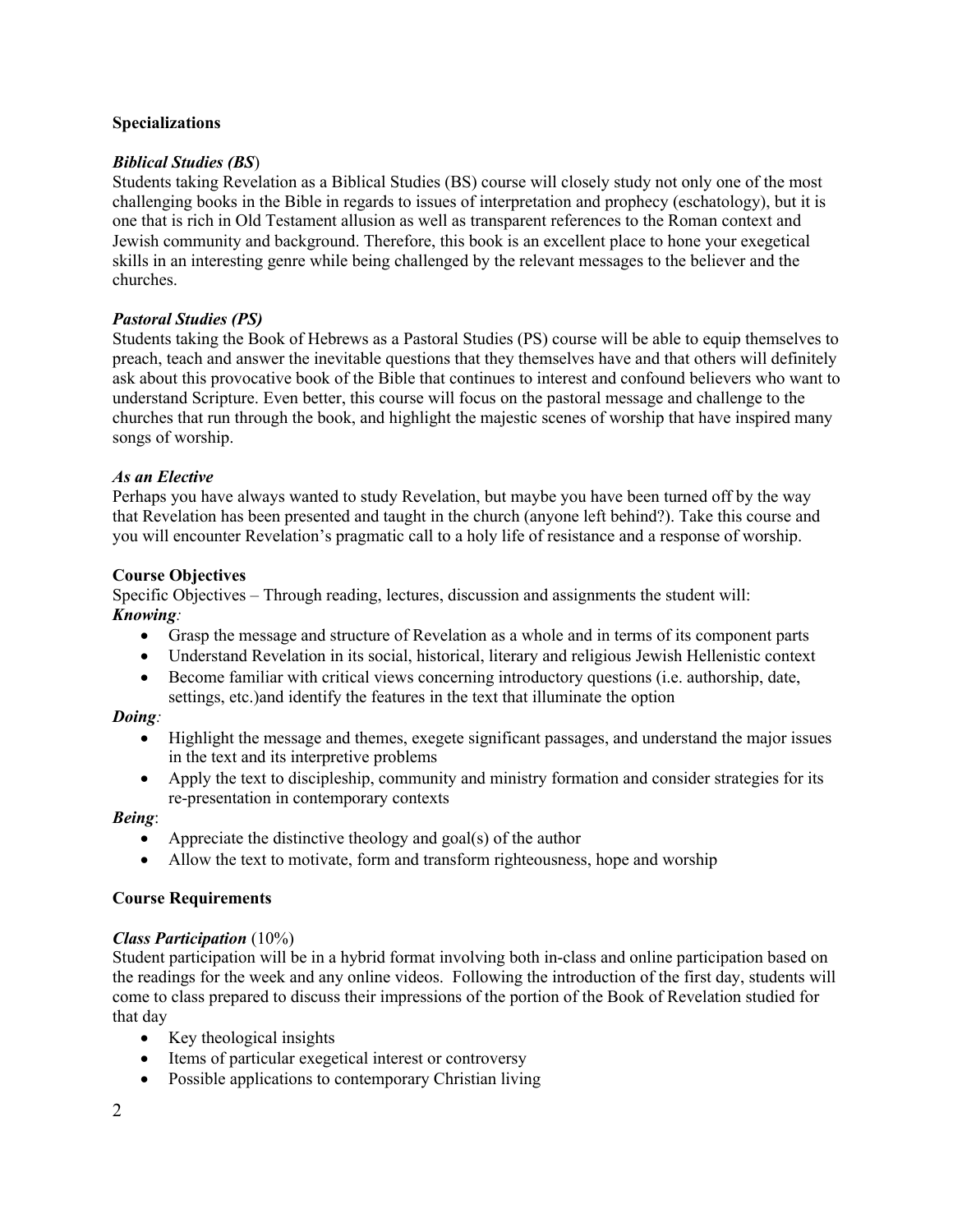**Specializations**

***Biblical Studies (BS)***

Students taking Revelation as a Biblical Studies (BS) course will closely study not only one of the most challenging books in the Bible in regards to issues of interpretation and prophecy (eschatology), but it is one that is rich in Old Testament allusion as well as transparent references to the Roman context and Jewish community and background. Therefore, this book is an excellent place to hone your exegetical skills in an interesting genre while being challenged by the relevant messages to the believer and the churches.

***Pastoral Studies (PS)***

Students taking the Book of Hebrews as a Pastoral Studies (PS) course will be able to equip themselves to preach, teach and answer the inevitable questions that they themselves have and that others will definitely ask about this provocative book of the Bible that continues to interest and confound believers who want to understand Scripture. Even better, this course will focus on the pastoral message and challenge to the churches that run through the book, and highlight the majestic scenes of worship that have inspired many songs of worship.

***As an Elective***

Perhaps you have always wanted to study Revelation, but maybe you have been turned off by the way that Revelation has been presented and taught in the church (anyone left behind?). Take this course and you will encounter Revelation's pragmatic call to a holy life of resistance and a response of worship.

**Course Objectives**

Specific Objectives – Through reading, lectures, discussion and assignments the student will:

***Knowing:***

- Grasp the message and structure of Revelation as a whole and in terms of its component parts
- Understand Revelation in its social, historical, literary and religious Jewish Hellenistic context
- Become familiar with critical views concerning introductory questions (i.e. authorship, date, settings, etc.)and identify the features in the text that illuminate the option

***Doing:***

- Highlight the message and themes, exegete significant passages, and understand the major issues in the text and its interpretive problems
- Apply the text to discipleship, community and ministry formation and consider strategies for its re-presentation in contemporary contexts

***Being***:

- Appreciate the distinctive theology and goal(s) of the author
- Allow the text to motivate, form and transform righteousness, hope and worship

**Course Requirements**

***Class Participation*** (10%)

Student participation will be in a hybrid format involving both in-class and online participation based on the readings for the week and any online videos. Following the introduction of the first day, students will come to class prepared to discuss their impressions of the portion of the Book of Revelation studied for that day

- Key theological insights
- Items of particular exegetical interest or controversy
- Possible applications to contemporary Christian living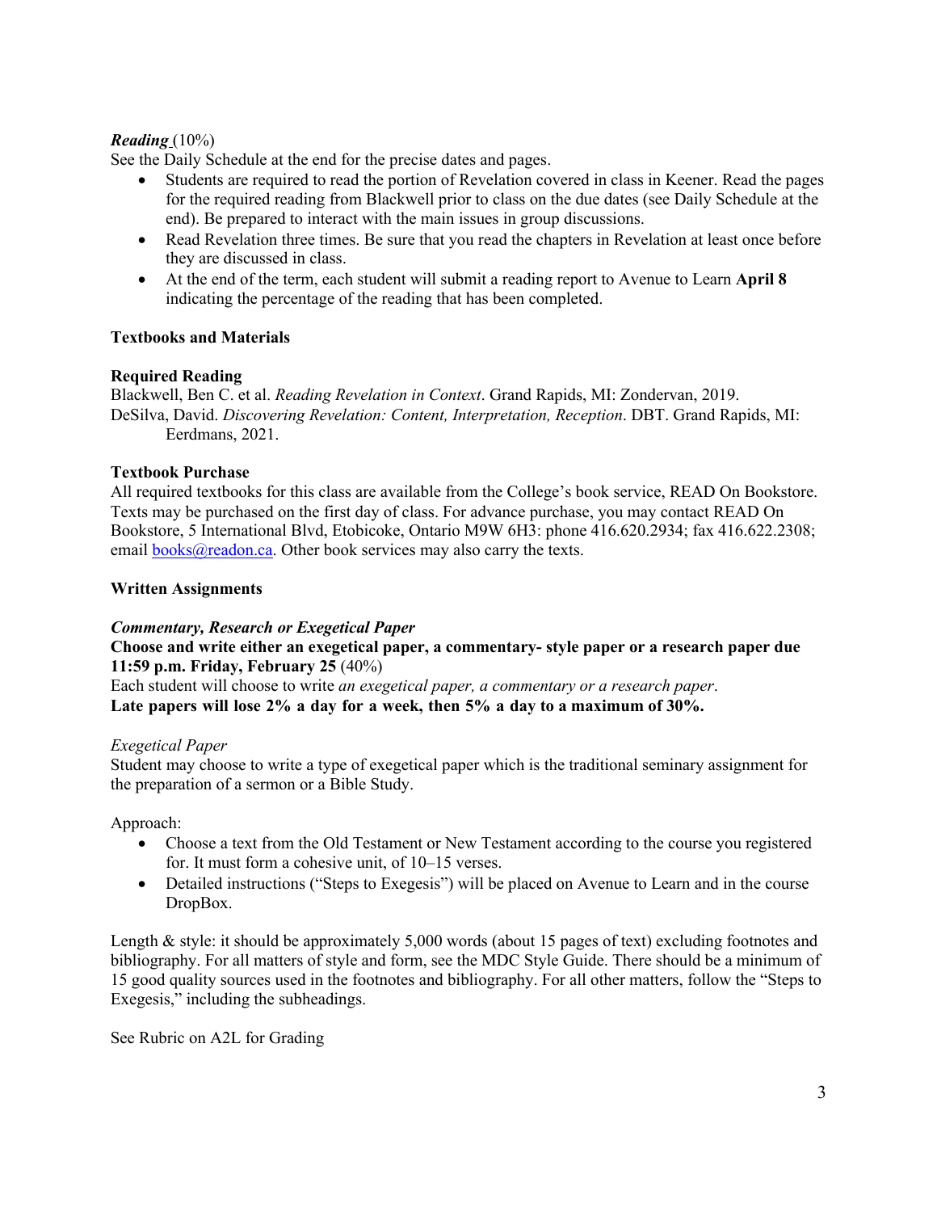***Reading*** (10%)
See the Daily Schedule at the end for the precise dates and pages.

- Students are required to read the portion of Revelation covered in class in Keener. Read the pages for the required reading from Blackwell prior to class on the due dates (see Daily Schedule at the end). Be prepared to interact with the main issues in group discussions.
- Read Revelation three times. Be sure that you read the chapters in Revelation at least once before they are discussed in class.
- At the end of the term, each student will submit a reading report to Avenue to Learn **April 8** indicating the percentage of the reading that has been completed.

**Textbooks and Materials**

**Required Reading**
Blackwell, Ben C. et al. *Reading Revelation in Context*. Grand Rapids, MI: Zondervan, 2019.
DeSilva, David. *Discovering Revelation: Content, Interpretation, Reception*. DBT. Grand Rapids, MI: Eerdmans, 2021.

**Textbook Purchase**
All required textbooks for this class are available from the College's book service, READ On Bookstore. Texts may be purchased on the first day of class. For advance purchase, you may contact READ On Bookstore, 5 International Blvd, Etobicoke, Ontario M9W 6H3: phone 416.620.2934; fax 416.622.2308; email books@readon.ca. Other book services may also carry the texts.

**Written Assignments**

***Commentary, Research or Exegetical Paper***
**Choose and write either an exegetical paper, a commentary- style paper or a research paper due 11:59 p.m. Friday, February 25** (40%)
Each student will choose to write *an exegetical paper, a commentary or a research paper*.
**Late papers will lose 2% a day for a week, then 5% a day to a maximum of 30%.**

*Exegetical Paper*
Student may choose to write a type of exegetical paper which is the traditional seminary assignment for the preparation of a sermon or a Bible Study.

Approach:

- Choose a text from the Old Testament or New Testament according to the course you registered for. It must form a cohesive unit, of 10–15 verses.
- Detailed instructions ("Steps to Exegesis") will be placed on Avenue to Learn and in the course DropBox.

Length & style: it should be approximately 5,000 words (about 15 pages of text) excluding footnotes and bibliography. For all matters of style and form, see the MDC Style Guide. There should be a minimum of 15 good quality sources used in the footnotes and bibliography. For all other matters, follow the "Steps to Exegesis," including the subheadings.

See Rubric on A2L for Grading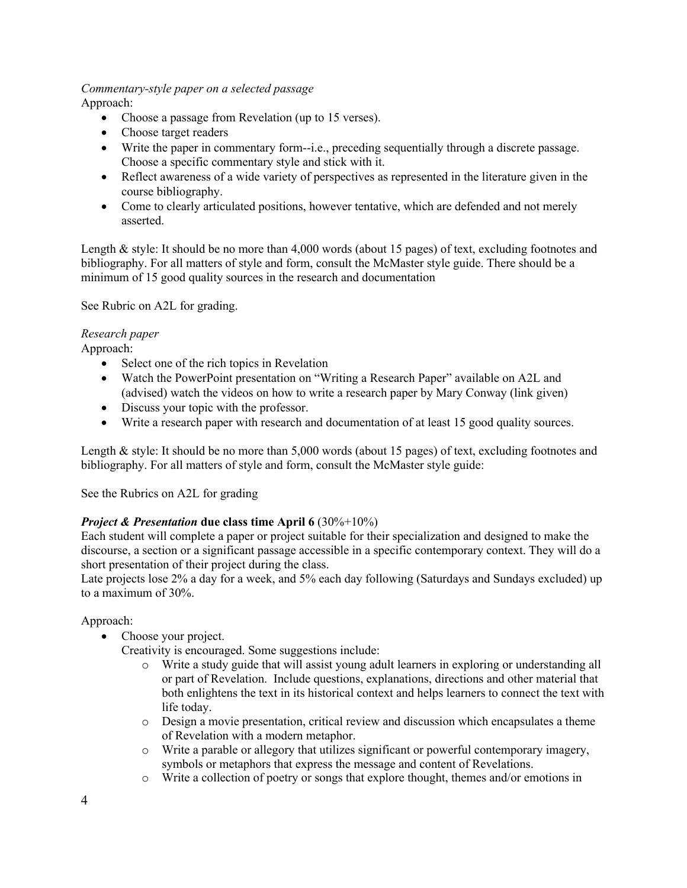*Commentary-style paper on a selected passage*
Approach:

- Choose a passage from Revelation (up to 15 verses).
- Choose target readers
- Write the paper in commentary form--i.e., preceding sequentially through a discrete passage. Choose a specific commentary style and stick with it.
- Reflect awareness of a wide variety of perspectives as represented in the literature given in the course bibliography.
- Come to clearly articulated positions, however tentative, which are defended and not merely asserted.

Length & style: It should be no more than 4,000 words (about 15 pages) of text, excluding footnotes and bibliography. For all matters of style and form, consult the McMaster style guide. There should be a minimum of 15 good quality sources in the research and documentation

See Rubric on A2L for grading.

*Research paper*
Approach:

- Select one of the rich topics in Revelation
- Watch the PowerPoint presentation on "Writing a Research Paper" available on A2L and (advised) watch the videos on how to write a research paper by Mary Conway (link given)
- Discuss your topic with the professor.
- Write a research paper with research and documentation of at least 15 good quality sources.

Length & style: It should be no more than 5,000 words (about 15 pages) of text, excluding footnotes and bibliography. For all matters of style and form, consult the McMaster style guide:

See the Rubrics on A2L for grading

***Project & Presentation*** **due class time April 6** (30%+10%)
Each student will complete a paper or project suitable for their specialization and designed to make the discourse, a section or a significant passage accessible in a specific contemporary context. They will do a short presentation of their project during the class.
Late projects lose 2% a day for a week, and 5% each day following (Saturdays and Sundays excluded) up to a maximum of 30%.

Approach:

- Choose your project.
  Creativity is encouraged. Some suggestions include:
  - Write a study guide that will assist young adult learners in exploring or understanding all or part of Revelation. Include questions, explanations, directions and other material that both enlightens the text in its historical context and helps learners to connect the text with life today.
  - Design a movie presentation, critical review and discussion which encapsulates a theme of Revelation with a modern metaphor.
  - Write a parable or allegory that utilizes significant or powerful contemporary imagery, symbols or metaphors that express the message and content of Revelations.
  - Write a collection of poetry or songs that explore thought, themes and/or emotions in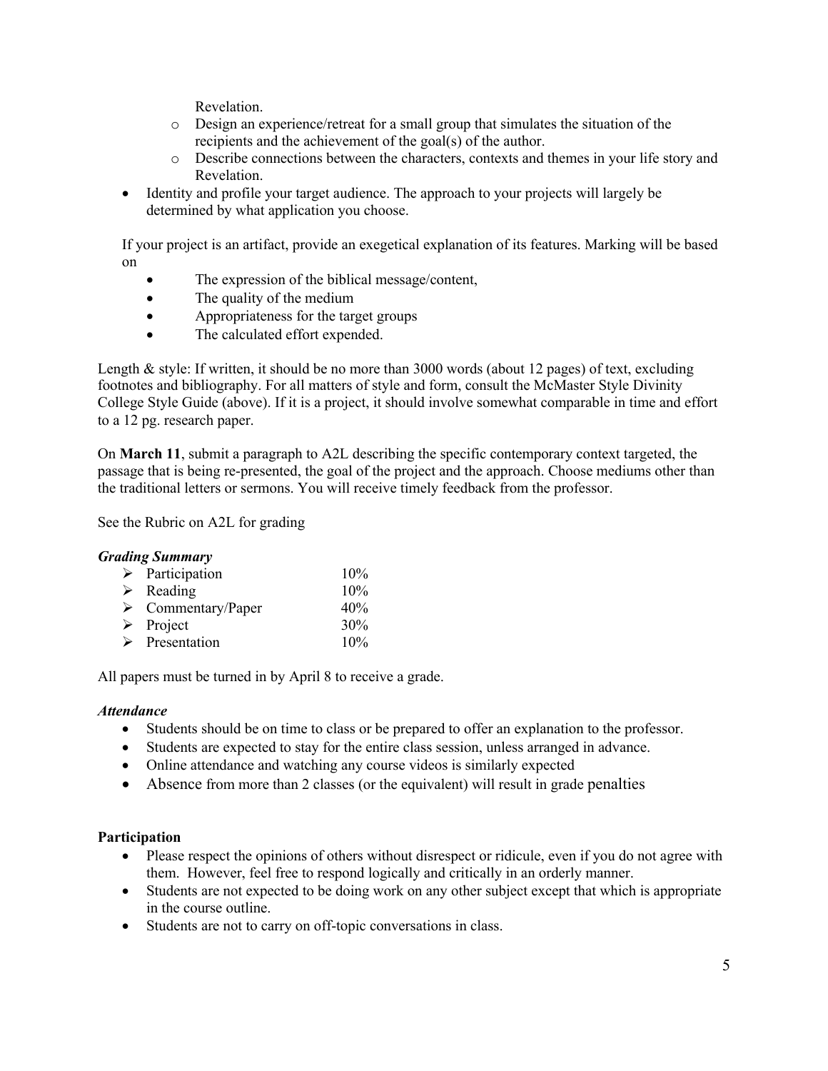Revelation.

- Design an experience/retreat for a small group that simulates the situation of the recipients and the achievement of the goal(s) of the author.
- Describe connections between the characters, contexts and themes in your life story and Revelation.

- Identity and profile your target audience. The approach to your projects will largely be determined by what application you choose.

If your project is an artifact, provide an exegetical explanation of its features. Marking will be based on

- The expression of the biblical message/content,
- The quality of the medium
- Appropriateness for the target groups
- The calculated effort expended.

Length & style: If written, it should be no more than 3000 words (about 12 pages) of text, excluding footnotes and bibliography. For all matters of style and form, consult the McMaster Style Divinity College Style Guide (above). If it is a project, it should involve somewhat comparable in time and effort to a 12 pg. research paper.

On **March 11**, submit a paragraph to A2L describing the specific contemporary context targeted, the passage that is being re-presented, the goal of the project and the approach. Choose mediums other than the traditional letters or sermons. You will receive timely feedback from the professor.

See the Rubric on A2L for grading

***Grading Summary***

| | |
|---|---|
| ➢ Participation | 10% |
| ➢ Reading | 10% |
| ➢ Commentary/Paper | 40% |
| ➢ Project | 30% |
| ➢ Presentation | 10% |

All papers must be turned in by April 8 to receive a grade.

***Attendance***

- Students should be on time to class or be prepared to offer an explanation to the professor.
- Students are expected to stay for the entire class session, unless arranged in advance.
- Online attendance and watching any course videos is similarly expected
- Absence from more than 2 classes (or the equivalent) will result in grade penalties

**Participation**

- Please respect the opinions of others without disrespect or ridicule, even if you do not agree with them. However, feel free to respond logically and critically in an orderly manner.
- Students are not expected to be doing work on any other subject except that which is appropriate in the course outline.
- Students are not to carry on off-topic conversations in class.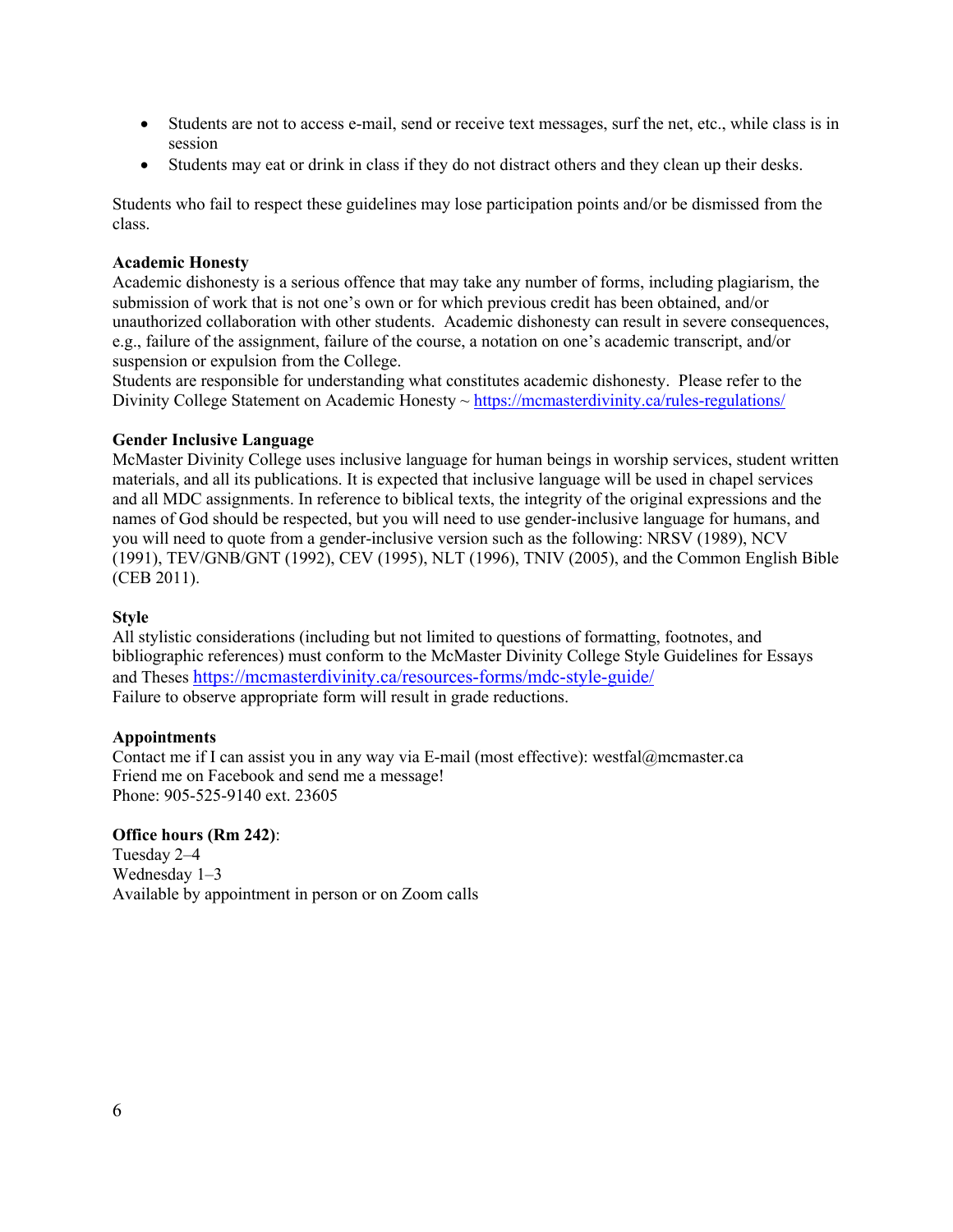- Students are not to access e-mail, send or receive text messages, surf the net, etc., while class is in session
- Students may eat or drink in class if they do not distract others and they clean up their desks.

Students who fail to respect these guidelines may lose participation points and/or be dismissed from the class.

**Academic Honesty**

Academic dishonesty is a serious offence that may take any number of forms, including plagiarism, the submission of work that is not one's own or for which previous credit has been obtained, and/or unauthorized collaboration with other students. Academic dishonesty can result in severe consequences, e.g., failure of the assignment, failure of the course, a notation on one's academic transcript, and/or suspension or expulsion from the College.

Students are responsible for understanding what constitutes academic dishonesty. Please refer to the Divinity College Statement on Academic Honesty ~ https://mcmasterdivinity.ca/rules-regulations/

**Gender Inclusive Language**

McMaster Divinity College uses inclusive language for human beings in worship services, student written materials, and all its publications. It is expected that inclusive language will be used in chapel services and all MDC assignments. In reference to biblical texts, the integrity of the original expressions and the names of God should be respected, but you will need to use gender-inclusive language for humans, and you will need to quote from a gender-inclusive version such as the following: NRSV (1989), NCV (1991), TEV/GNB/GNT (1992), CEV (1995), NLT (1996), TNIV (2005), and the Common English Bible (CEB 2011).

**Style**

All stylistic considerations (including but not limited to questions of formatting, footnotes, and bibliographic references) must conform to the McMaster Divinity College Style Guidelines for Essays and Theses https://mcmasterdivinity.ca/resources-forms/mdc-style-guide/

Failure to observe appropriate form will result in grade reductions.

**Appointments**

Contact me if I can assist you in any way via E-mail (most effective): westfal@mcmaster.ca

Friend me on Facebook and send me a message!

Phone: 905-525-9140 ext. 23605

**Office hours (Rm 242)**:

Tuesday 2–4

Wednesday 1–3

Available by appointment in person or on Zoom calls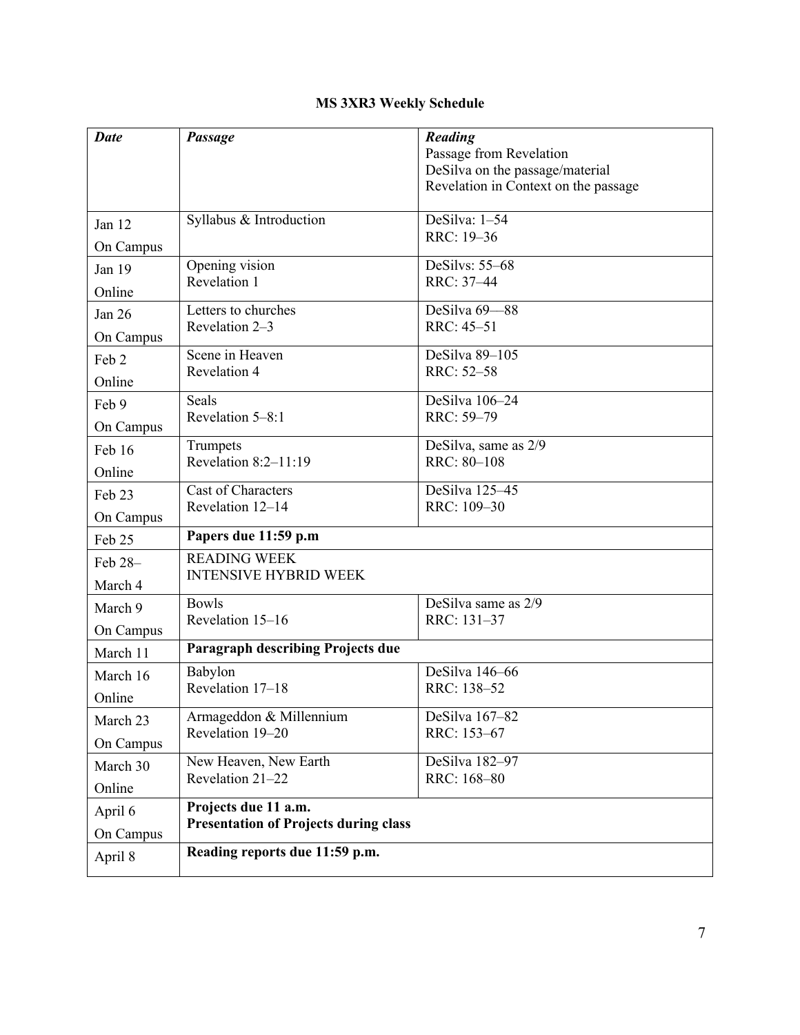**MS 3XR3 Weekly Schedule**

| ***Date*** | ***Passage*** | ***Reading***<br>Passage from Revelation<br>DeSilva on the passage/material<br>Revelation in Context on the passage |
|---|---|---|
| Jan 12<br>On Campus | Syllabus & Introduction | DeSilva: 1–54<br>RRC: 19–36 |
| Jan 19<br>Online | Opening vision<br>Revelation 1 | DeSilvs: 55–68<br>RRC: 37–44 |
| Jan 26<br>On Campus | Letters to churches<br>Revelation 2–3 | DeSilva 69—88<br>RRC: 45–51 |
| Feb 2<br>Online | Scene in Heaven<br>Revelation 4 | DeSilva 89–105<br>RRC: 52–58 |
| Feb 9<br>On Campus | Seals<br>Revelation 5–8:1 | DeSilva 106–24<br>RRC: 59–79 |
| Feb 16<br>Online | Trumpets<br>Revelation 8:2–11:19 | DeSilva, same as 2/9<br>RRC: 80–108 |
| Feb 23<br>On Campus | Cast of Characters<br>Revelation 12–14 | DeSilva 125–45<br>RRC: 109–30 |
| Feb 25 | **Papers due 11:59 p.m** | |
| Feb 28–<br>March 4 | READING WEEK<br>INTENSIVE HYBRID WEEK | |
| March 9<br>On Campus | Bowls<br>Revelation 15–16 | DeSilva same as 2/9<br>RRC: 131–37 |
| March 11 | **Paragraph describing Projects due** | |
| March 16<br>Online | Babylon<br>Revelation 17–18 | DeSilva 146–66<br>RRC: 138–52 |
| March 23<br>On Campus | Armageddon & Millennium<br>Revelation 19–20 | DeSilva 167–82<br>RRC: 153–67 |
| March 30<br>Online | New Heaven, New Earth<br>Revelation 21–22 | DeSilva 182–97<br>RRC: 168–80 |
| April 6<br>On Campus | **Projects due 11 a.m.**<br>**Presentation of Projects during class** | |
| April 8 | **Reading reports due 11:59 p.m.** | |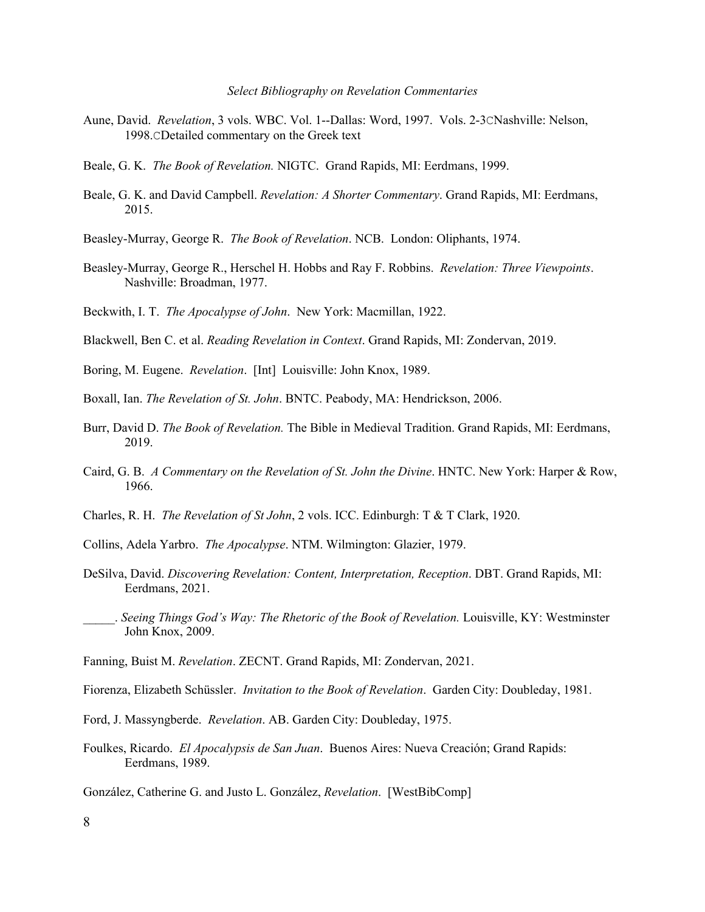*Select Bibliography on Revelation Commentaries*

Aune, David. *Revelation*, 3 vols. WBC. Vol. 1--Dallas: Word, 1997. Vols. 2-3CNashville: Nelson, 1998.CDetailed commentary on the Greek text

Beale, G. K. *The Book of Revelation.* NIGTC. Grand Rapids, MI: Eerdmans, 1999.

Beale, G. K. and David Campbell. *Revelation: A Shorter Commentary*. Grand Rapids, MI: Eerdmans, 2015.

Beasley-Murray, George R. *The Book of Revelation*. NCB. London: Oliphants, 1974.

Beasley-Murray, George R., Herschel H. Hobbs and Ray F. Robbins. *Revelation: Three Viewpoints*. Nashville: Broadman, 1977.

Beckwith, I. T. *The Apocalypse of John*. New York: Macmillan, 1922.

Blackwell, Ben C. et al. *Reading Revelation in Context*. Grand Rapids, MI: Zondervan, 2019.

Boring, M. Eugene. *Revelation*. [Int] Louisville: John Knox, 1989.

Boxall, Ian. *The Revelation of St. John*. BNTC. Peabody, MA: Hendrickson, 2006.

Burr, David D. *The Book of Revelation.* The Bible in Medieval Tradition. Grand Rapids, MI: Eerdmans, 2019.

Caird, G. B. *A Commentary on the Revelation of St. John the Divine*. HNTC. New York: Harper & Row, 1966.

Charles, R. H. *The Revelation of St John*, 2 vols. ICC. Edinburgh: T & T Clark, 1920.

Collins, Adela Yarbro. *The Apocalypse*. NTM. Wilmington: Glazier, 1979.

DeSilva, David. *Discovering Revelation: Content, Interpretation, Reception*. DBT. Grand Rapids, MI: Eerdmans, 2021.

_____. *Seeing Things God's Way: The Rhetoric of the Book of Revelation.* Louisville, KY: Westminster John Knox, 2009.

Fanning, Buist M. *Revelation*. ZECNT. Grand Rapids, MI: Zondervan, 2021.

Fiorenza, Elizabeth Schüssler. *Invitation to the Book of Revelation*. Garden City: Doubleday, 1981.

Ford, J. Massyngberde. *Revelation*. AB. Garden City: Doubleday, 1975.

Foulkes, Ricardo. *El Apocalypsis de San Juan*. Buenos Aires: Nueva Creación; Grand Rapids: Eerdmans, 1989.

González, Catherine G. and Justo L. González, *Revelation*. [WestBibComp]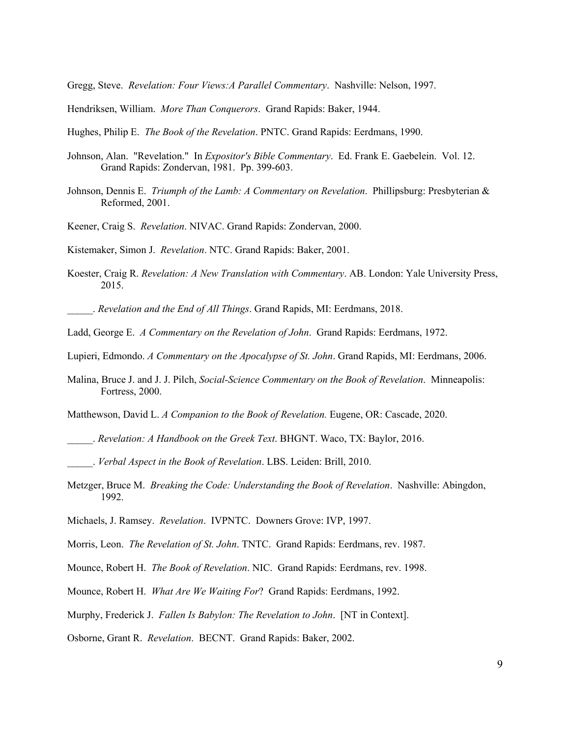Gregg, Steve. *Revelation: Four Views:A Parallel Commentary*. Nashville: Nelson, 1997.

Hendriksen, William. *More Than Conquerors*. Grand Rapids: Baker, 1944.

Hughes, Philip E. *The Book of the Revelation*. PNTC. Grand Rapids: Eerdmans, 1990.

Johnson, Alan. "Revelation." In *Expositor's Bible Commentary*. Ed. Frank E. Gaebelein. Vol. 12. Grand Rapids: Zondervan, 1981. Pp. 399-603.

Johnson, Dennis E. *Triumph of the Lamb: A Commentary on Revelation*. Phillipsburg: Presbyterian & Reformed, 2001.

Keener, Craig S. *Revelation*. NIVAC. Grand Rapids: Zondervan, 2000.

Kistemaker, Simon J. *Revelation*. NTC. Grand Rapids: Baker, 2001.

Koester, Craig R. *Revelation: A New Translation with Commentary*. AB. London: Yale University Press, 2015.

_____. *Revelation and the End of All Things*. Grand Rapids, MI: Eerdmans, 2018.

Ladd, George E. *A Commentary on the Revelation of John*. Grand Rapids: Eerdmans, 1972.

Lupieri, Edmondo. *A Commentary on the Apocalypse of St. John*. Grand Rapids, MI: Eerdmans, 2006.

Malina, Bruce J. and J. J. Pilch, *Social-Science Commentary on the Book of Revelation*. Minneapolis: Fortress, 2000.

Matthewson, David L. *A Companion to the Book of Revelation.* Eugene, OR: Cascade, 2020.

_____. *Revelation: A Handbook on the Greek Text*. BHGNT. Waco, TX: Baylor, 2016.

_____. *Verbal Aspect in the Book of Revelation*. LBS. Leiden: Brill, 2010.

Metzger, Bruce M. *Breaking the Code: Understanding the Book of Revelation*. Nashville: Abingdon, 1992.

Michaels, J. Ramsey. *Revelation*. IVPNTC. Downers Grove: IVP, 1997.

Morris, Leon. *The Revelation of St. John*. TNTC. Grand Rapids: Eerdmans, rev. 1987.

Mounce, Robert H. *The Book of Revelation*. NIC. Grand Rapids: Eerdmans, rev. 1998.

Mounce, Robert H. *What Are We Waiting For*? Grand Rapids: Eerdmans, 1992.

Murphy, Frederick J. *Fallen Is Babylon: The Revelation to John*. [NT in Context].

Osborne, Grant R. *Revelation*. BECNT. Grand Rapids: Baker, 2002.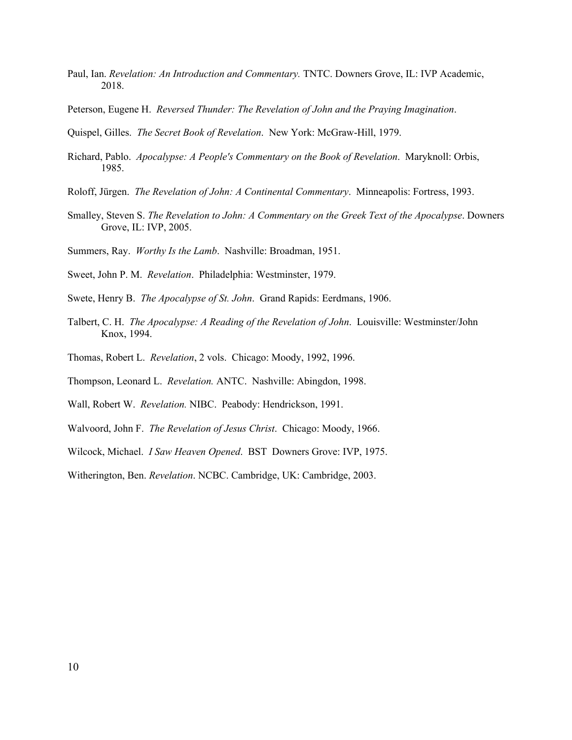Paul, Ian. *Revelation: An Introduction and Commentary.* TNTC. Downers Grove, IL: IVP Academic, 2018.

Peterson, Eugene H. *Reversed Thunder: The Revelation of John and the Praying Imagination*.

Quispel, Gilles. *The Secret Book of Revelation*. New York: McGraw-Hill, 1979.

Richard, Pablo. *Apocalypse: A People's Commentary on the Book of Revelation*. Maryknoll: Orbis, 1985.

Roloff, Jürgen. *The Revelation of John: A Continental Commentary*. Minneapolis: Fortress, 1993.

Smalley, Steven S. *The Revelation to John: A Commentary on the Greek Text of the Apocalypse*. Downers Grove, IL: IVP, 2005.

Summers, Ray. *Worthy Is the Lamb*. Nashville: Broadman, 1951.

Sweet, John P. M. *Revelation*. Philadelphia: Westminster, 1979.

Swete, Henry B. *The Apocalypse of St. John*. Grand Rapids: Eerdmans, 1906.

Talbert, C. H. *The Apocalypse: A Reading of the Revelation of John*. Louisville: Westminster/John Knox, 1994.

Thomas, Robert L. *Revelation*, 2 vols. Chicago: Moody, 1992, 1996.

Thompson, Leonard L. *Revelation.* ANTC. Nashville: Abingdon, 1998.

Wall, Robert W. *Revelation.* NIBC. Peabody: Hendrickson, 1991.

Walvoord, John F. *The Revelation of Jesus Christ*. Chicago: Moody, 1966.

Wilcock, Michael. *I Saw Heaven Opened*. BST Downers Grove: IVP, 1975.

Witherington, Ben. *Revelation*. NCBC. Cambridge, UK: Cambridge, 2003.